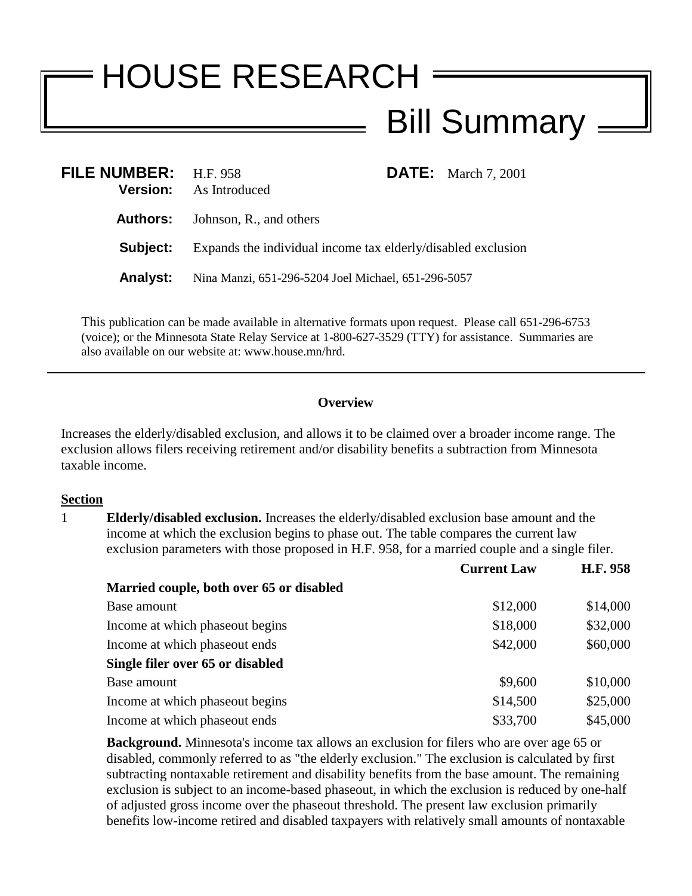# HOUSE RESEARCH

## Bill Summary

**FILE NUMBER:** H.F. 958 **DATE:** March 7, 2001
**Version:** As Introduced

**Authors:** Johnson, R., and others

**Subject:** Expands the individual income tax elderly/disabled exclusion

**Analyst:** Nina Manzi, 651-296-5204 Joel Michael, 651-296-5057

This publication can be made available in alternative formats upon request. Please call 651-296-6753 (voice); or the Minnesota State Relay Service at 1-800-627-3529 (TTY) for assistance. Summaries are also available on our website at: www.house.mn/hrd.

---

### Overview

Increases the elderly/disabled exclusion, and allows it to be claimed over a broader income range. The exclusion allows filers receiving retirement and/or disability benefits a subtraction from Minnesota taxable income.

**Section**

1 **Elderly/disabled exclusion.** Increases the elderly/disabled exclusion base amount and the income at which the exclusion begins to phase out. The table compares the current law exclusion parameters with those proposed in H.F. 958, for a married couple and a single filer.

| | Current Law | H.F. 958 |
|---|---|---|
| **Married couple, both over 65 or disabled** | | |
| Base amount | $12,000 | $14,000 |
| Income at which phaseout begins | $18,000 | $32,000 |
| Income at which phaseout ends | $42,000 | $60,000 |
| **Single filer over 65 or disabled** | | |
| Base amount | $9,600 | $10,000 |
| Income at which phaseout begins | $14,500 | $25,000 |
| Income at which phaseout ends | $33,700 | $45,000 |

**Background.** Minnesota's income tax allows an exclusion for filers who are over age 65 or disabled, commonly referred to as "the elderly exclusion." The exclusion is calculated by first subtracting nontaxable retirement and disability benefits from the base amount. The remaining exclusion is subject to an income-based phaseout, in which the exclusion is reduced by one-half of adjusted gross income over the phaseout threshold. The present law exclusion primarily benefits low-income retired and disabled taxpayers with relatively small amounts of nontaxable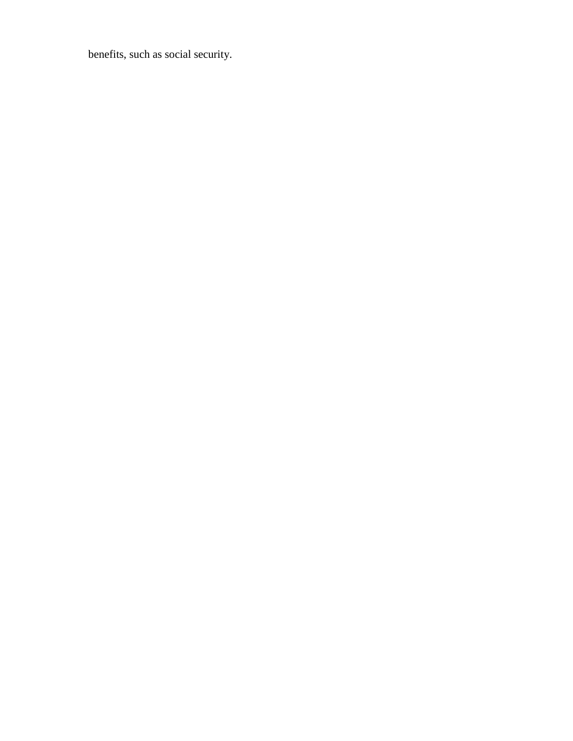benefits, such as social security.